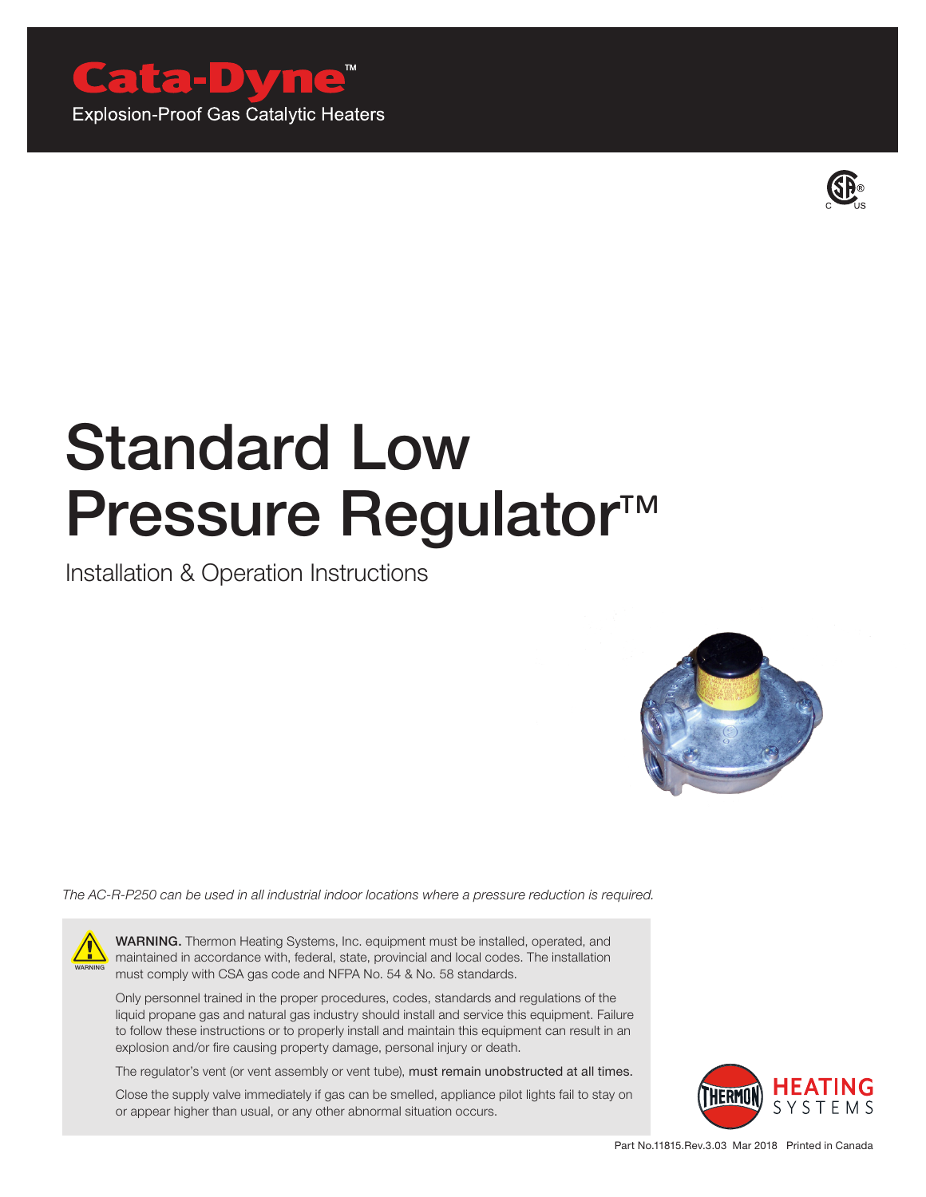**Cata-Dyne™**

Explosion-Proof Gas Catalytic Heaters

# Standard Low Pressure Regulator™

Installation & Operation Instructions

*The AC-R-P250 can be used in all industrial indoor locations where a pressure reduction is required.*

**WARNING.** Thermon Heating Systems, Inc. equipment must be installed, operated, and maintained in accordance with, federal, state, provincial and local codes. The installation must comply with CSA gas code and NFPA No. 54 & No. 58 standards.

Only personnel trained in the proper procedures, codes, standards and regulations of the liquid propane gas and natural gas industry should install and service this equipment. Failure to follow these instructions or to properly install and maintain this equipment can result in an explosion and/or fire causing property damage, personal injury or death.

The regulator's vent (or vent assembly or vent tube), must remain unobstructed at all times.

Close the supply valve immediately if gas can be smelled, appliance pilot lights fail to stay on or appear higher than usual, or any other abnormal situation occurs.

THERMON HEATING SYSTEMS

Part No.11815.Rev.3.03 Mar 2018 Printed in Canada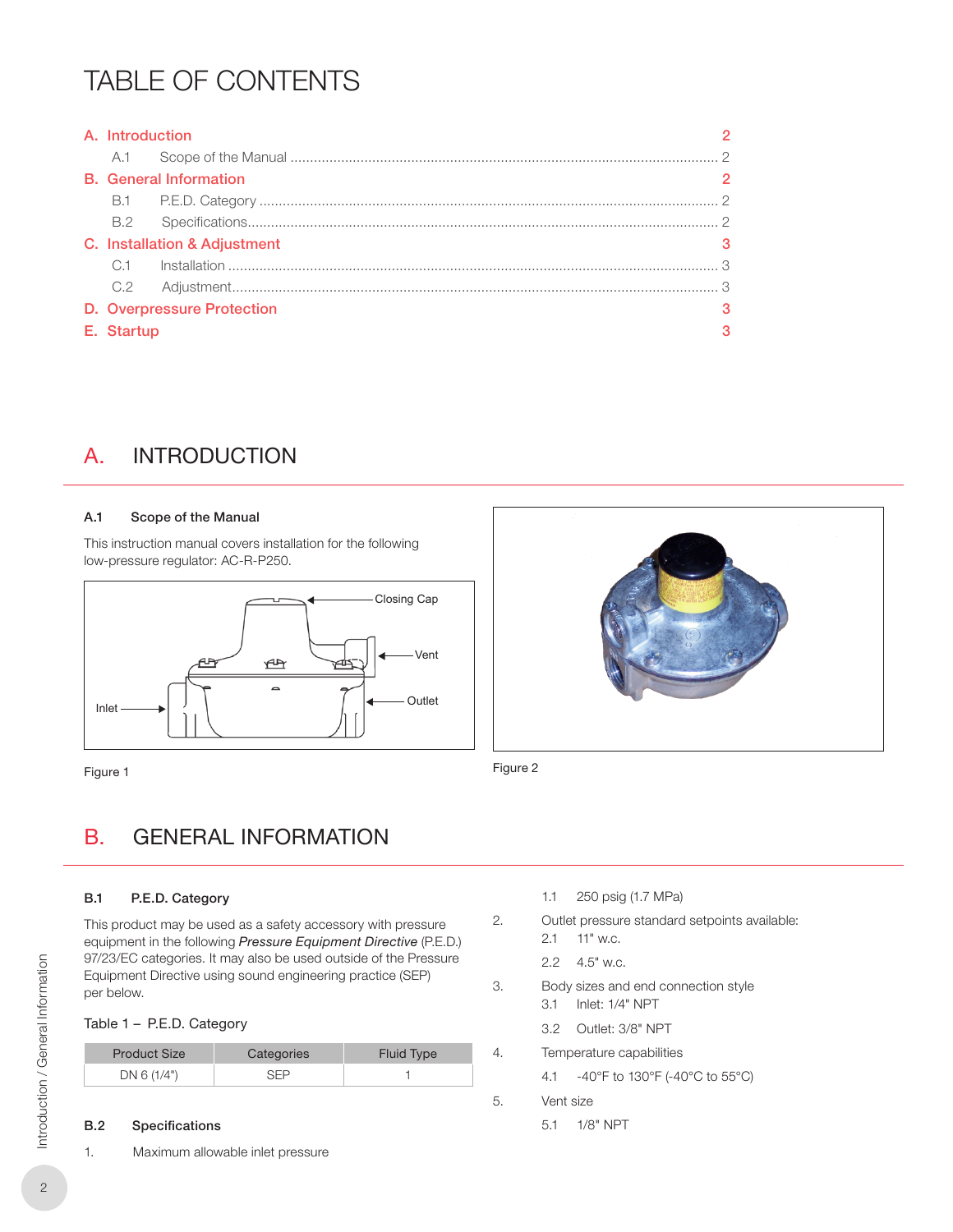# TABLE OF CONTENTS

| | |
|---|---|
| **A. Introduction** | **2** |
| A.1 Scope of the Manual | 2 |
| **B. General Information** | **2** |
| B.1 P.E.D. Category | 2 |
| B.2 Specifications | 2 |
| **C. Installation & Adjustment** | **3** |
| C.1 Installation | 3 |
| C.2 Adjustment | 3 |
| **D. Overpressure Protection** | **3** |
| **E. Startup** | **3** |

## A. INTRODUCTION

### A.1 Scope of the Manual

This instruction manual covers installation for the following low-pressure regulator: AC-R-P250.

Closing Cap

Vent

Inlet

Outlet

Figure 1

Figure 2

## B. GENERAL INFORMATION

### B.1 P.E.D. Category

This product may be used as a safety accessory with pressure equipment in the following *Pressure Equipment Directive* (P.E.D.) 97/23/EC categories. It may also be used outside of the Pressure Equipment Directive using sound engineering practice (SEP) per below.

Table 1 – P.E.D. Category

| Product Size | Categories | Fluid Type |
|---|---|---|
| DN 6 (1/4") | SEP | 1 |

### B.2 Specifications

1. Maximum allowable inlet pressure
   - 1.1 250 psig (1.7 MPa)
2. Outlet pressure standard setpoints available:
   - 2.1 11" w.c.
   - 2.2 4.5" w.c.
3. Body sizes and end connection style
   - 3.1 Inlet: 1/4" NPT
   - 3.2 Outlet: 3/8" NPT
4. Temperature capabilities
   - 4.1 -40°F to 130°F (-40°C to 55°C)
5. Vent size
   - 5.1 1/8" NPT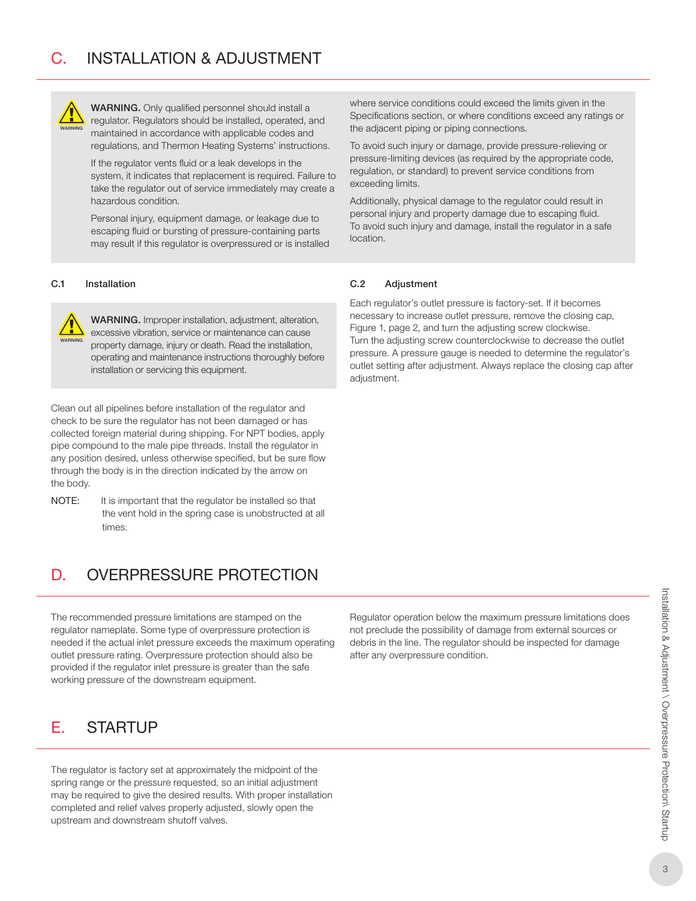# C. INSTALLATION & ADJUSTMENT

**WARNING.** Only qualified personnel should install a regulator. Regulators should be installed, operated, and maintained in accordance with applicable codes and regulations, and Thermon Heating Systems' instructions.

If the regulator vents fluid or a leak develops in the system, it indicates that replacement is required. Failure to take the regulator out of service immediately may create a hazardous condition.

Personal injury, equipment damage, or leakage due to escaping fluid or bursting of pressure-containing parts may result if this regulator is overpressured or is installed where service conditions could exceed the limits given in the Specifications section, or where conditions exceed any ratings or the adjacent piping or piping connections.

To avoid such injury or damage, provide pressure-relieving or pressure-limiting devices (as required by the appropriate code, regulation, or standard) to prevent service conditions from exceeding limits.

Additionally, physical damage to the regulator could result in personal injury and property damage due to escaping fluid. To avoid such injury and damage, install the regulator in a safe location.

### C.1 Installation

**WARNING.** Improper installation, adjustment, alteration, excessive vibration, service or maintenance can cause property damage, injury or death. Read the installation, operating and maintenance instructions thoroughly before installation or servicing this equipment.

Clean out all pipelines before installation of the regulator and check to be sure the regulator has not been damaged or has collected foreign material during shipping. For NPT bodies, apply pipe compound to the male pipe threads. Install the regulator in any position desired, unless otherwise specified, but be sure flow through the body is in the direction indicated by the arrow on the body.

NOTE: It is important that the regulator be installed so that the vent hold in the spring case is unobstructed at all times.

### C.2 Adjustment

Each regulator's outlet pressure is factory-set. If it becomes necessary to increase outlet pressure, remove the closing cap, Figure 1, page 2, and turn the adjusting screw clockwise. Turn the adjusting screw counterclockwise to decrease the outlet pressure. A pressure gauge is needed to determine the regulator's outlet setting after adjustment. Always replace the closing cap after adjustment.

# D. OVERPRESSURE PROTECTION

The recommended pressure limitations are stamped on the regulator nameplate. Some type of overpressure protection is needed if the actual inlet pressure exceeds the maximum operating outlet pressure rating. Overpressure protection should also be provided if the regulator inlet pressure is greater than the safe working pressure of the downstream equipment.

Regulator operation below the maximum pressure limitations does not preclude the possibility of damage from external sources or debris in the line. The regulator should be inspected for damage after any overpressure condition.

# E. STARTUP

The regulator is factory set at approximately the midpoint of the spring range or the pressure requested, so an initial adjustment may be required to give the desired results. With proper installation completed and relief valves properly adjusted, slowly open the upstream and downstream shutoff valves.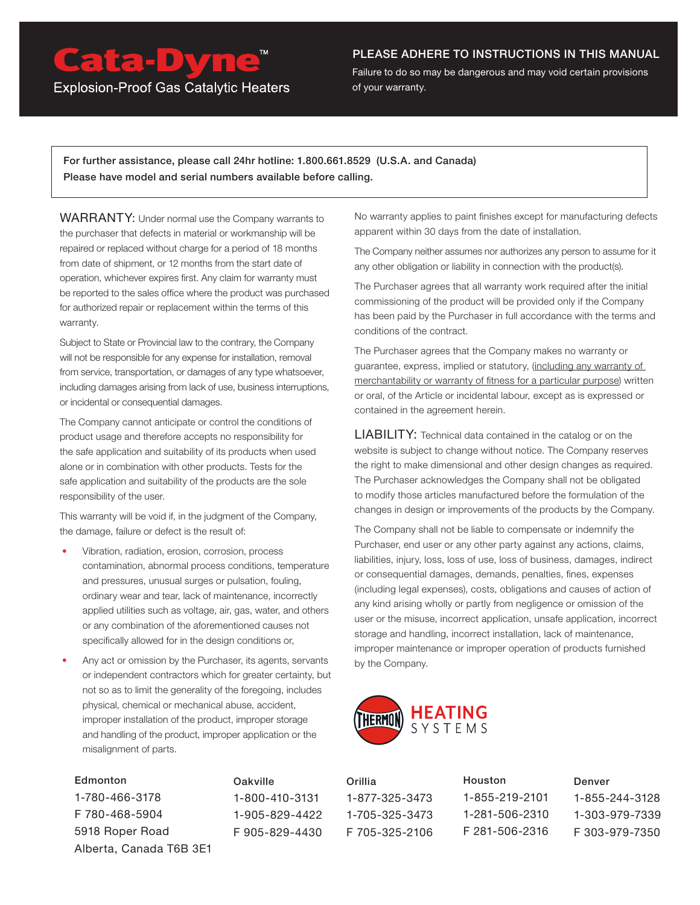# Cata-Dyne™

Explosion-Proof Gas Catalytic Heaters

## PLEASE ADHERE TO INSTRUCTIONS IN THIS MANUAL

Failure to do so may be dangerous and may void certain provisions of your warranty.

**For further assistance, please call 24hr hotline: 1.800.661.8529 (U.S.A. and Canada)**
**Please have model and serial numbers available before calling.**

WARRANTY: Under normal use the Company warrants to the purchaser that defects in material or workmanship will be repaired or replaced without charge for a period of 18 months from date of shipment, or 12 months from the start date of operation, whichever expires first. Any claim for warranty must be reported to the sales office where the product was purchased for authorized repair or replacement within the terms of this warranty.

Subject to State or Provincial law to the contrary, the Company will not be responsible for any expense for installation, removal from service, transportation, or damages of any type whatsoever, including damages arising from lack of use, business interruptions, or incidental or consequential damages.

The Company cannot anticipate or control the conditions of product usage and therefore accepts no responsibility for the safe application and suitability of its products when used alone or in combination with other products. Tests for the safe application and suitability of the products are the sole responsibility of the user.

This warranty will be void if, in the judgment of the Company, the damage, failure or defect is the result of:

- Vibration, radiation, erosion, corrosion, process contamination, abnormal process conditions, temperature and pressures, unusual surges or pulsation, fouling, ordinary wear and tear, lack of maintenance, incorrectly applied utilities such as voltage, air, gas, water, and others or any combination of the aforementioned causes not specifically allowed for in the design conditions or,
- Any act or omission by the Purchaser, its agents, servants or independent contractors which for greater certainty, but not so as to limit the generality of the foregoing, includes physical, chemical or mechanical abuse, accident, improper installation of the product, improper storage and handling of the product, improper application or the misalignment of parts.

No warranty applies to paint finishes except for manufacturing defects apparent within 30 days from the date of installation.

The Company neither assumes nor authorizes any person to assume for it any other obligation or liability in connection with the product(s).

The Purchaser agrees that all warranty work required after the initial commissioning of the product will be provided only if the Company has been paid by the Purchaser in full accordance with the terms and conditions of the contract.

The Purchaser agrees that the Company makes no warranty or guarantee, express, implied or statutory, (including any warranty of merchantability or warranty of fitness for a particular purpose) written or oral, of the Article or incidental labour, except as is expressed or contained in the agreement herein.

LIABILITY: Technical data contained in the catalog or on the website is subject to change without notice. The Company reserves the right to make dimensional and other design changes as required. The Purchaser acknowledges the Company shall not be obligated to modify those articles manufactured before the formulation of the changes in design or improvements of the products by the Company.

The Company shall not be liable to compensate or indemnify the Purchaser, end user or any other party against any actions, claims, liabilities, injury, loss, loss of use, loss of business, damages, indirect or consequential damages, demands, penalties, fines, expenses (including legal expenses), costs, obligations and causes of action of any kind arising wholly or partly from negligence or omission of the user or the misuse, incorrect application, unsafe application, incorrect storage and handling, incorrect installation, lack of maintenance, improper maintenance or improper operation of products furnished by the Company.

THERMON HEATING SYSTEMS

**Edmonton**
1-780-466-3178
F 780-468-5904
5918 Roper Road
Alberta, Canada T6B 3E1

**Oakville**
1-800-410-3131
1-905-829-4422
F 905-829-4430

**Orillia**
1-877-325-3473
1-705-325-3473
F 705-325-2106

**Houston**
1-855-219-2101
1-281-506-2310
F 281-506-2316

**Denver**
1-855-244-3128
1-303-979-7339
F 303-979-7350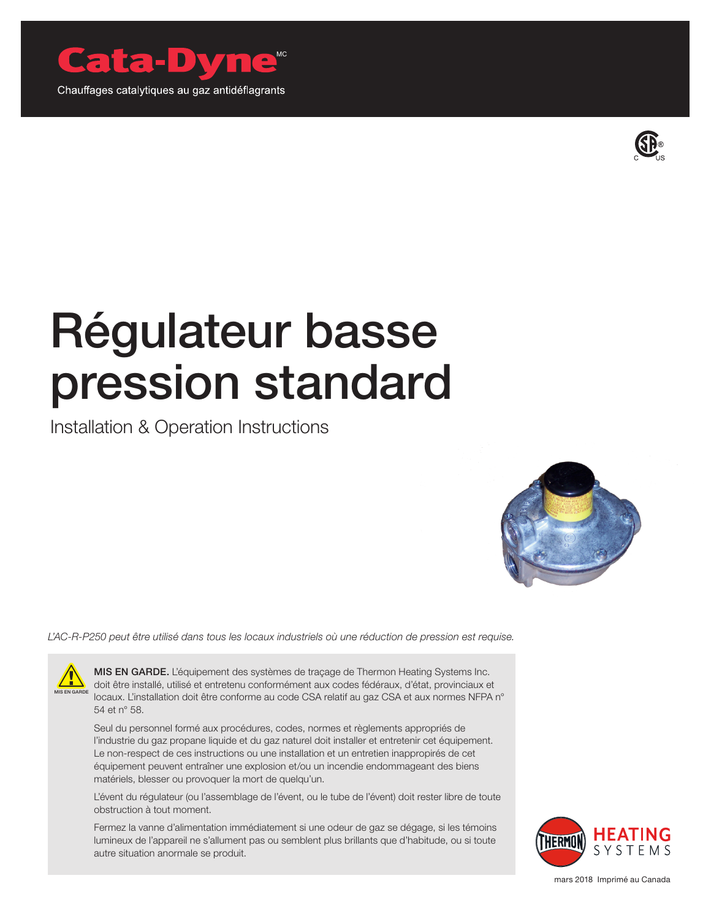# Cata-Dyne[MC]

Chauffages catalytiques au gaz antidéflagrants

# Régulateur basse pression standard

Installation & Operation Instructions

*L'AC-R-P250 peut être utilisé dans tous les locaux industriels où une réduction de pression est requise.*

MIS EN GARDE

**MIS EN GARDE.** L'équipement des systèmes de traçage de Thermon Heating Systems Inc. doit être installé, utilisé et entretenu conformément aux codes fédéraux, d'état, provinciaux et locaux. L'installation doit être conforme au code CSA relatif au gaz CSA et aux normes NFPA n° 54 et n° 58.

Seul du personnel formé aux procédures, codes, normes et règlements appropriés de l'industrie du gaz propane liquide et du gaz naturel doit installer et entretenir cet équipement. Le non-respect de ces instructions ou une installation et un entretien inappropriés de cet équipement peuvent entraîner une explosion et/ou un incendie endommageant des biens matériels, blesser ou provoquer la mort de quelqu'un.

L'évent du régulateur (ou l'assemblage de l'évent, ou le tube de l'évent) doit rester libre de toute obstruction à tout moment.

Fermez la vanne d'alimentation immédiatement si une odeur de gaz se dégage, si les témoins lumineux de l'appareil ne s'allument pas ou semblent plus brillants que d'habitude, ou si toute autre situation anormale se produit.

THERMON HEATING SYSTEMS

mars 2018 Imprimé au Canada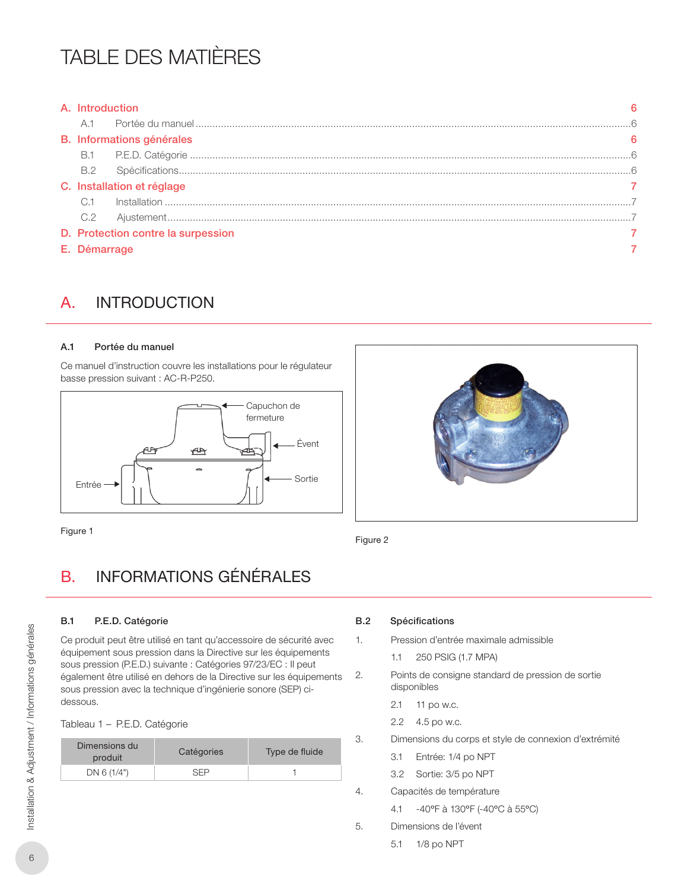# TABLE DES MATIÈRES

**A. Introduction** — 6
- A.1 Portée du manuel .... 6

**B. Informations générales** — 6
- B.1 P.E.D. Catégorie .... 6
- B.2 Spécifications .... 6

**C. Installation et réglage** — 7
- C.1 Installation .... 7
- C.2 Ajustement .... 7

**D. Protection contre la surpression** — 7

**E. Démarrage** — 7

## A. INTRODUCTION

### A.1 Portée du manuel

Ce manuel d'instruction couvre les installations pour le régulateur basse pression suivant : AC-R-P250.

Capuchon de fermeture

Évent

Entrée

Sortie

Figure 1

Figure 2

## B. INFORMATIONS GÉNÉRALES

### B.1 P.E.D. Catégorie

Ce produit peut être utilisé en tant qu'accessoire de sécurité avec équipement sous pression dans la Directive sur les équipements sous pression (P.E.D.) suivante : Catégories 97/23/EC : Il peut également être utilisé en dehors de la Directive sur les équipements sous pression avec la technique d'ingénierie sonore (SEP) ci-dessous.

Tableau 1 – P.E.D. Catégorie

| Dimensions du produit | Catégories | Type de fluide |
|---|---|---|
| DN 6 (1/4") | SEP | 1 |

### B.2 Spécifications

1. Pression d'entrée maximale admissible
   - 1.1 250 PSIG (1.7 MPA)
2. Points de consigne standard de pression de sortie disponibles
   - 2.1 11 po w.c.
   - 2.2 4.5 po w.c.
3. Dimensions du corps et style de connexion d'extrémité
   - 3.1 Entrée: 1/4 po NPT
   - 3.2 Sortie: 3/5 po NPT
4. Capacités de température
   - 4.1 -40°F à 130°F (-40°C à 55°C)
5. Dimensions de l'évent
   - 5.1 1/8 po NPT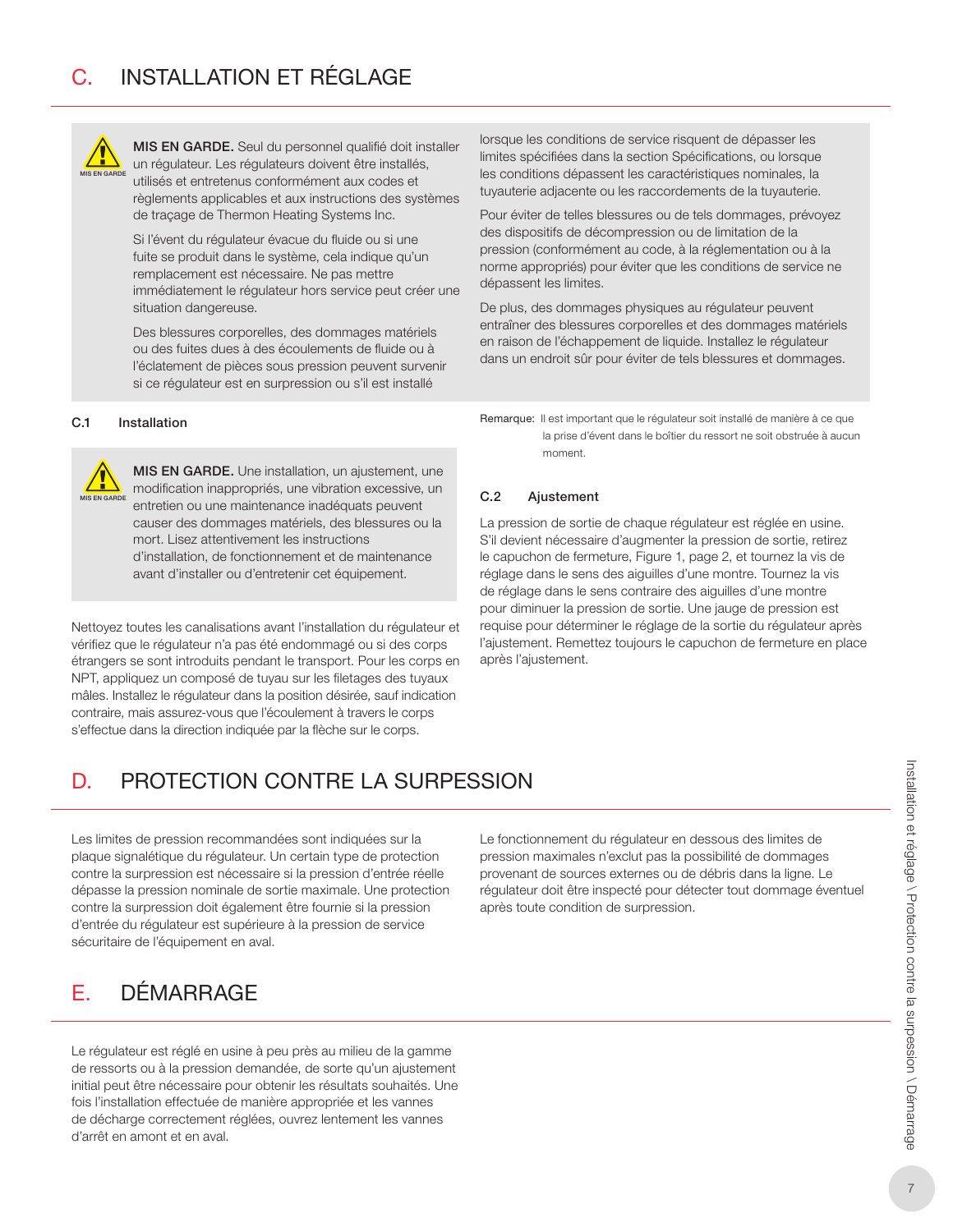## C. INSTALLATION ET RÉGLAGE

MIS EN GARDE

**MIS EN GARDE.** Seul du personnel qualifié doit installer un régulateur. Les régulateurs doivent être installés, utilisés et entretenus conformément aux codes et règlements applicables et aux instructions des systèmes de traçage de Thermon Heating Systems Inc.

Si l'évent du régulateur évacue du fluide ou si une fuite se produit dans le système, cela indique qu'un remplacement est nécessaire. Ne pas mettre immédiatement le régulateur hors service peut créer une situation dangereuse.

Des blessures corporelles, des dommages matériels ou des fuites dues à des écoulements de fluide ou à l'éclatement de pièces sous pression peuvent survenir si ce régulateur est en surpression ou s'il est installé lorsque les conditions de service risquent de dépasser les limites spécifiées dans la section Spécifications, ou lorsque les conditions dépassent les caractéristiques nominales, la tuyauterie adjacente ou les raccordements de la tuyauterie.

Pour éviter de telles blessures ou de tels dommages, prévoyez des dispositifs de décompression ou de limitation de la pression (conformément au code, à la réglementation ou à la norme appropriés) pour éviter que les conditions de service ne dépassent les limites.

De plus, des dommages physiques au régulateur peuvent entraîner des blessures corporelles et des dommages matériels en raison de l'échappement de liquide. Installez le régulateur dans un endroit sûr pour éviter de tels blessures et dommages.

### C.1 Installation

MIS EN GARDE

**MIS EN GARDE.** Une installation, un ajustement, une modification inappropriés, une vibration excessive, un entretien ou une maintenance inadéquats peuvent causer des dommages matériels, des blessures ou la mort. Lisez attentivement les instructions d'installation, de fonctionnement et de maintenance avant d'installer ou d'entretenir cet équipement.

Nettoyez toutes les canalisations avant l'installation du régulateur et vérifiez que le régulateur n'a pas été endommagé ou si des corps étrangers se sont introduits pendant le transport. Pour les corps en NPT, appliquez un composé de tuyau sur les filetages des tuyaux mâles. Installez le régulateur dans la position désirée, sauf indication contraire, mais assurez-vous que l'écoulement à travers le corps s'effectue dans la direction indiquée par la flèche sur le corps.

Remarque: Il est important que le régulateur soit installé de manière à ce que la prise d'évent dans le boîtier du ressort ne soit obstruée à aucun moment.

### C.2 Ajustement

La pression de sortie de chaque régulateur est réglée en usine. S'il devient nécessaire d'augmenter la pression de sortie, retirez le capuchon de fermeture, Figure 1, page 2, et tournez la vis de réglage dans le sens des aiguilles d'une montre. Tournez la vis de réglage dans le sens contraire des aiguilles d'une montre pour diminuer la pression de sortie. Une jauge de pression est requise pour déterminer le réglage de la sortie du régulateur après l'ajustement. Remettez toujours le capuchon de fermeture en place après l'ajustement.

## D. PROTECTION CONTRE LA SURPESSION

Les limites de pression recommandées sont indiquées sur la plaque signalétique du régulateur. Un certain type de protection contre la surpression est nécessaire si la pression d'entrée réelle dépasse la pression nominale de sortie maximale. Une protection contre la surpression doit également être fournie si la pression d'entrée du régulateur est supérieure à la pression de service sécuritaire de l'équipement en aval.

Le fonctionnement du régulateur en dessous des limites de pression maximales n'exclut pas la possibilité de dommages provenant de sources externes ou de débris dans la ligne. Le régulateur doit être inspecté pour détecter tout dommage éventuel après toute condition de surpression.

## E. DÉMARRAGE

Le régulateur est réglé en usine à peu près au milieu de la gamme de ressorts ou à la pression demandée, de sorte qu'un ajustement initial peut être nécessaire pour obtenir les résultats souhaités. Une fois l'installation effectuée de manière appropriée et les vannes de décharge correctement réglées, ouvrez lentement les vannes d'arrêt en amont et en aval.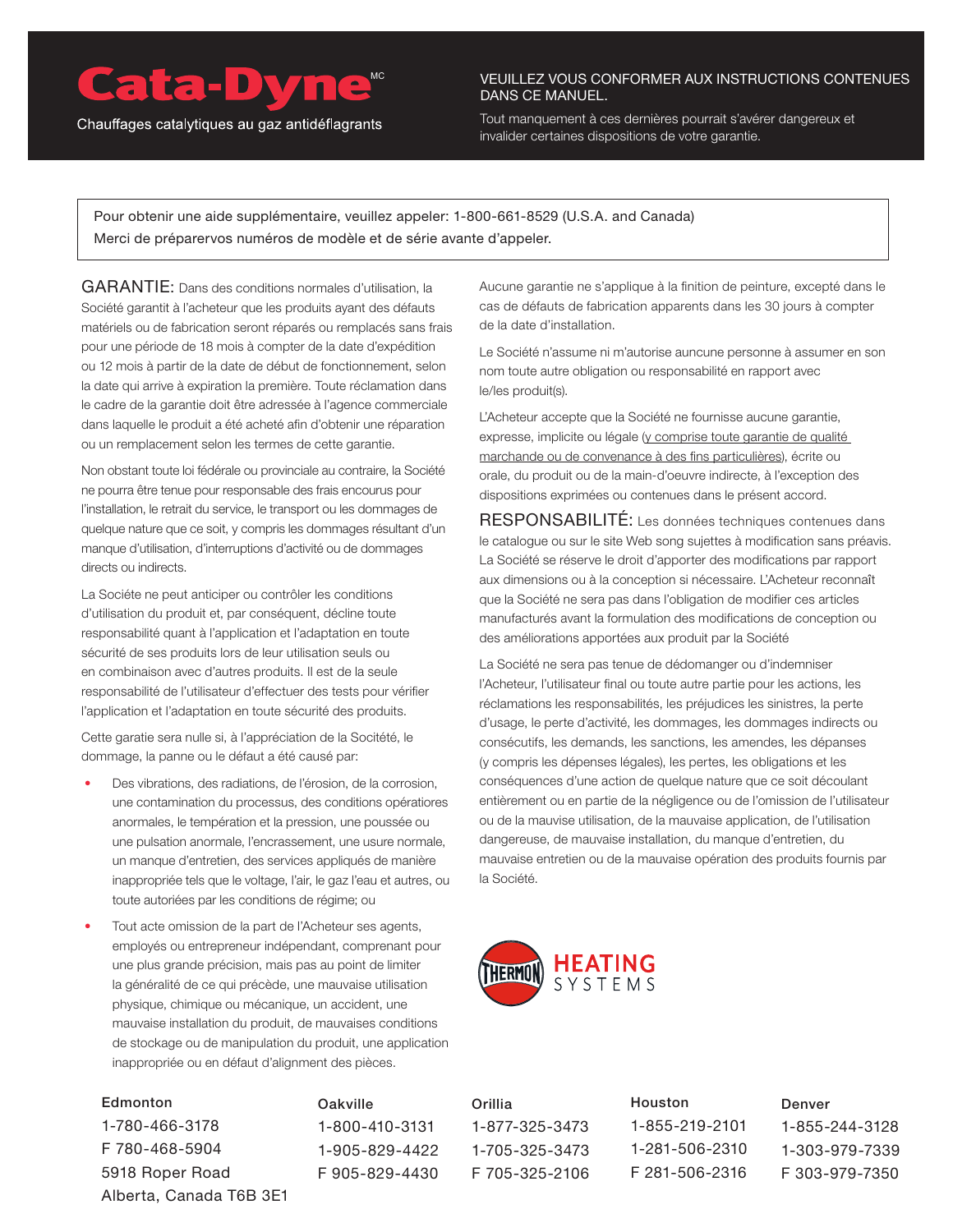# Cata-Dyne[MC]

Chauffages catalytiques au gaz antidéflagrants

VEUILLEZ VOUS CONFORMER AUX INSTRUCTIONS CONTENUES DANS CE MANUEL.

Tout manquement à ces dernières pourrait s'avérer dangereux et invalider certaines dispositions de votre garantie.

Pour obtenir une aide supplémentaire, veuillez appeler: 1-800-661-8529 (U.S.A. and Canada)
Merci de préparervos numéros de modèle et de série avante d'appeler.

**GARANTIE:** Dans des conditions normales d'utilisation, la Société garantit à l'acheteur que les produits ayant des défauts matériels ou de fabrication seront réparés ou remplacés sans frais pour une période de 18 mois à compter de la date d'expédition ou 12 mois à partir de la date de début de fonctionnement, selon la date qui arrive à expiration la première. Toute réclamation dans le cadre de la garantie doit être adressée à l'agence commerciale dans laquelle le produit a été acheté afin d'obtenir une réparation ou un remplacement selon les termes de cette garantie.

Non obstant toute loi fédérale ou provinciale au contraire, la Société ne pourra être tenue pour responsable des frais encourus pour l'installation, le retrait du service, le transport ou les dommages de quelque nature que ce soit, y compris les dommages résultant d'un manque d'utilisation, d'interruptions d'activité ou de dommages directs ou indirects.

La Sociéte ne peut anticiper ou contrôler les conditions d'utilisation du produit et, par conséquent, décline toute responsabilité quant à l'application et l'adaptation en toute sécurité de ses produits lors de leur utilisation seuls ou en combinaison avec d'autres produits. Il est de la seule responsabilité de l'utilisateur d'effectuer des tests pour vérifier l'application et l'adaptation en toute sécurité des produits.

Cette garatie sera nulle si, à l'appréciation de la Socitété, le dommage, la panne ou le défaut a été causé par:

- Des vibrations, des radiations, de l'érosion, de la corrosion, une contamination du processus, des conditions opératiores anormales, le température et la pression, une poussée ou une pulsation anormale, l'encrassement, une usure normale, un manque d'entretien, des services appliqués de manière inappropriée tels que le voltage, l'air, le gaz l'eau et autres, ou toute autoriées par les conditions de régime; ou
- Tout acte omission de la part de l'Acheteur ses agents, employés ou entrepreneur indépendant, comprenant pour une plus grande précision, mais pas au point de limiter la généralité de ce qui précède, une mauvaise utilisation physique, chimique ou mécanique, un accident, une mauvaise installation du produit, de mauvaises conditions de stockage ou de manipulation du produit, une application inappropriée ou en défaut d'alignment des pièces.

Aucune garantie ne s'applique à la finition de peinture, excepté dans le cas de défauts de fabrication apparents dans les 30 jours à compter de la date d'installation.

Le Société n'assume ni m'autorise auncune personne à assumer en son nom toute autre obligation ou responsabilité en rapport avec le/les produit(s).

L'Acheteur accepte que la Société ne fournisse aucune garantie, expresse, implicite ou légale (y comprise toute garantie de qualité marchande ou de convenance à des fins particulières), écrite ou orale, du produit ou de la main-d'oeuvre indirecte, à l'exception des dispositions exprimées ou contenues dans le présent accord.

**RESPONSABILITÉ:** Les données techniques contenues dans le catalogue ou sur le site Web song sujettes à modification sans préavis. La Société se réserve le droit d'apporter des modifications par rapport aux dimensions ou à la conception si nécessaire. L'Acheteur reconnaît que la Société ne sera pas dans l'obligation de modifier ces articles manufacturés avant la formulation des modifications de conception ou des améliorations apportées aux produit par la Société

La Société ne sera pas tenue de dédomanger ou d'indemniser l'Acheteur, l'utilisateur final ou toute autre partie pour les actions, les réclamations les responsabilités, les préjudices les sinistres, la perte d'usage, le perte d'activité, les dommages, les dommages indirects ou consécutifs, les demands, les sanctions, les amendes, les dépanses (y compris les dépenses légales), les pertes, les obligations et les conséquences d'une action de quelque nature que ce soit découlant entièrement ou en partie de la négligence ou de l'omission de l'utilisateur ou de la mauvise utilisation, de la mauvaise application, de l'utilisation dangereuse, de mauvaise installation, du manque d'entretien, du mauvaise entretien ou de la mauvaise opération des produits fournis par la Société.

THERMON HEATING SYSTEMS

| Edmonton | Oakville | Orillia | Houston | Denver |
|---|---|---|---|---|
| 1-780-466-3178 | 1-800-410-3131 | 1-877-325-3473 | 1-855-219-2101 | 1-855-244-3128 |
| F 780-468-5904 | 1-905-829-4422 | 1-705-325-3473 | 1-281-506-2310 | 1-303-979-7339 |
| 5918 Roper Road | F 905-829-4430 | F 705-325-2106 | F 281-506-2316 | F 303-979-7350 |
| Alberta, Canada T6B 3E1 | | | | |